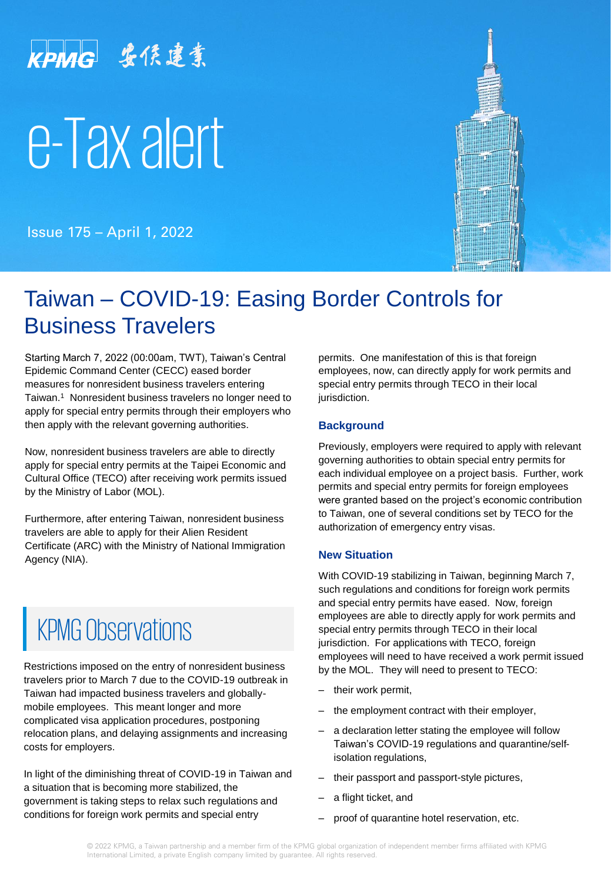KPMG 安侯建業

# e-Tax alert

Issue 175 – April 1, 2022

# Taiwan – COVID-19: Easing Border Controls for Business Travelers

Starting March 7, 2022 (00:00am, TWT), Taiwan's Central Epidemic Command Center (CECC) eased border measures for nonresident business travelers entering Taiwan.[1] Nonresident business travelers no longer need to apply for special entry permits through their employers who then apply with the relevant governing authorities.

Now, nonresident business travelers are able to directly apply for special entry permits at the Taipei Economic and Cultural Office (TECO) after receiving work permits issued by the Ministry of Labor (MOL).

Furthermore, after entering Taiwan, nonresident business travelers are able to apply for their Alien Resident Certificate (ARC) with the Ministry of National Immigration Agency (NIA).

## KPMG Observations

Restrictions imposed on the entry of nonresident business travelers prior to March 7 due to the COVID-19 outbreak in Taiwan had impacted business travelers and globally-mobile employees. This meant longer and more complicated visa application procedures, postponing relocation plans, and delaying assignments and increasing costs for employers.

In light of the diminishing threat of COVID-19 in Taiwan and a situation that is becoming more stabilized, the government is taking steps to relax such regulations and conditions for foreign work permits and special entry permits. One manifestation of this is that foreign employees, now, can directly apply for work permits and special entry permits through TECO in their local jurisdiction.

### Background

Previously, employers were required to apply with relevant governing authorities to obtain special entry permits for each individual employee on a project basis. Further, work permits and special entry permits for foreign employees were granted based on the project's economic contribution to Taiwan, one of several conditions set by TECO for the authorization of emergency entry visas.

### New Situation

With COVID-19 stabilizing in Taiwan, beginning March 7, such regulations and conditions for foreign work permits and special entry permits have eased. Now, foreign employees are able to directly apply for work permits and special entry permits through TECO in their local jurisdiction. For applications with TECO, foreign employees will need to have received a work permit issued by the MOL. They will need to present to TECO:

- their work permit,
- the employment contract with their employer,
- a declaration letter stating the employee will follow Taiwan's COVID-19 regulations and quarantine/self-isolation regulations,
- their passport and passport-style pictures,
- a flight ticket, and
- proof of quarantine hotel reservation, etc.

© 2022 KPMG, a Taiwan partnership and a member firm of the KPMG global organization of independent member firms affiliated with KPMG International Limited, a private English company limited by guarantee. All rights reserved.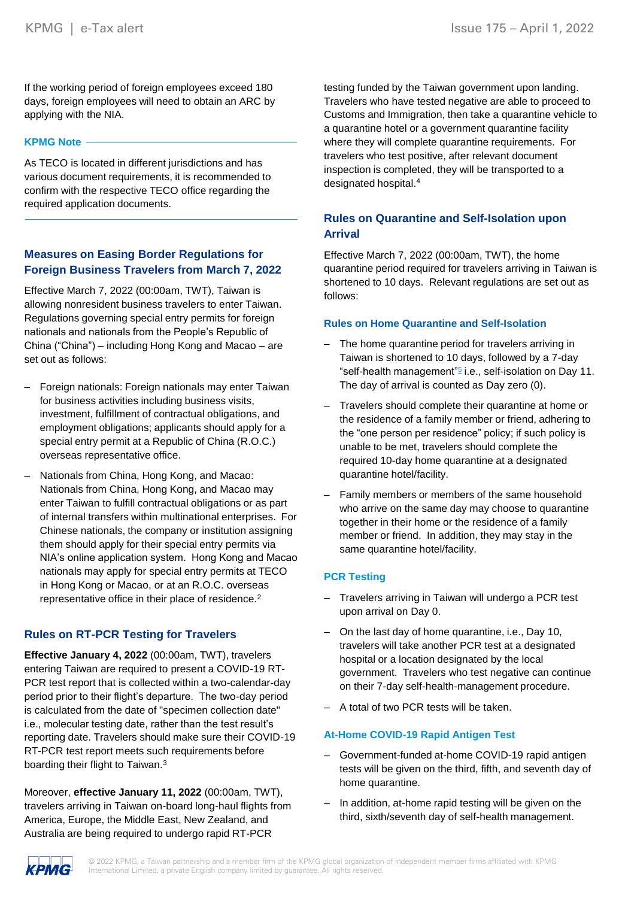If the working period of foreign employees exceed 180 days, foreign employees will need to obtain an ARC by applying with the NIA.

**KPMG Note**

As TECO is located in different jurisdictions and has various document requirements, it is recommended to confirm with the respective TECO office regarding the required application documents.

## Measures on Easing Border Regulations for Foreign Business Travelers from March 7, 2022

Effective March 7, 2022 (00:00am, TWT), Taiwan is allowing nonresident business travelers to enter Taiwan. Regulations governing special entry permits for foreign nationals and nationals from the People's Republic of China ("China") – including Hong Kong and Macao – are set out as follows:

- Foreign nationals: Foreign nationals may enter Taiwan for business activities including business visits, investment, fulfillment of contractual obligations, and employment obligations; applicants should apply for a special entry permit at a Republic of China (R.O.C.) overseas representative office.
- Nationals from China, Hong Kong, and Macao: Nationals from China, Hong Kong, and Macao may enter Taiwan to fulfill contractual obligations or as part of internal transfers within multinational enterprises. For Chinese nationals, the company or institution assigning them should apply for their special entry permits via NIA's online application system. Hong Kong and Macao nationals may apply for special entry permits at TECO in Hong Kong or Macao, or at an R.O.C. overseas representative office in their place of residence.[2]

## Rules on RT-PCR Testing for Travelers

**Effective January 4, 2022** (00:00am, TWT), travelers entering Taiwan are required to present a COVID-19 RT-PCR test report that is collected within a two-calendar-day period prior to their flight's departure. The two-day period is calculated from the date of "specimen collection date" i.e., molecular testing date, rather than the test result's reporting date. Travelers should make sure their COVID-19 RT-PCR test report meets such requirements before boarding their flight to Taiwan.[3]

Moreover, **effective January 11, 2022** (00:00am, TWT), travelers arriving in Taiwan on-board long-haul flights from America, Europe, the Middle East, New Zealand, and Australia are being required to undergo rapid RT-PCR testing funded by the Taiwan government upon landing. Travelers who have tested negative are able to proceed to Customs and Immigration, then take a quarantine vehicle to a quarantine hotel or a government quarantine facility where they will complete quarantine requirements. For travelers who test positive, after relevant document inspection is completed, they will be transported to a designated hospital.[4]

## Rules on Quarantine and Self-Isolation upon Arrival

Effective March 7, 2022 (00:00am, TWT), the home quarantine period required for travelers arriving in Taiwan is shortened to 10 days. Relevant regulations are set out as follows:

### Rules on Home Quarantine and Self-Isolation

- The home quarantine period for travelers arriving in Taiwan is shortened to 10 days, followed by a 7-day "self-health management"[5] i.e., self-isolation on Day 11. The day of arrival is counted as Day zero (0).
- Travelers should complete their quarantine at home or the residence of a family member or friend, adhering to the "one person per residence" policy; if such policy is unable to be met, travelers should complete the required 10-day home quarantine at a designated quarantine hotel/facility.
- Family members or members of the same household who arrive on the same day may choose to quarantine together in their home or the residence of a family member or friend. In addition, they may stay in the same quarantine hotel/facility.

### PCR Testing

- Travelers arriving in Taiwan will undergo a PCR test upon arrival on Day 0.
- On the last day of home quarantine, i.e., Day 10, travelers will take another PCR test at a designated hospital or a location designated by the local government. Travelers who test negative can continue on their 7-day self-health-management procedure.
- A total of two PCR tests will be taken.

### At-Home COVID-19 Rapid Antigen Test

- Government-funded at-home COVID-19 rapid antigen tests will be given on the third, fifth, and seventh day of home quarantine.
- In addition, at-home rapid testing will be given on the third, sixth/seventh day of self-health management.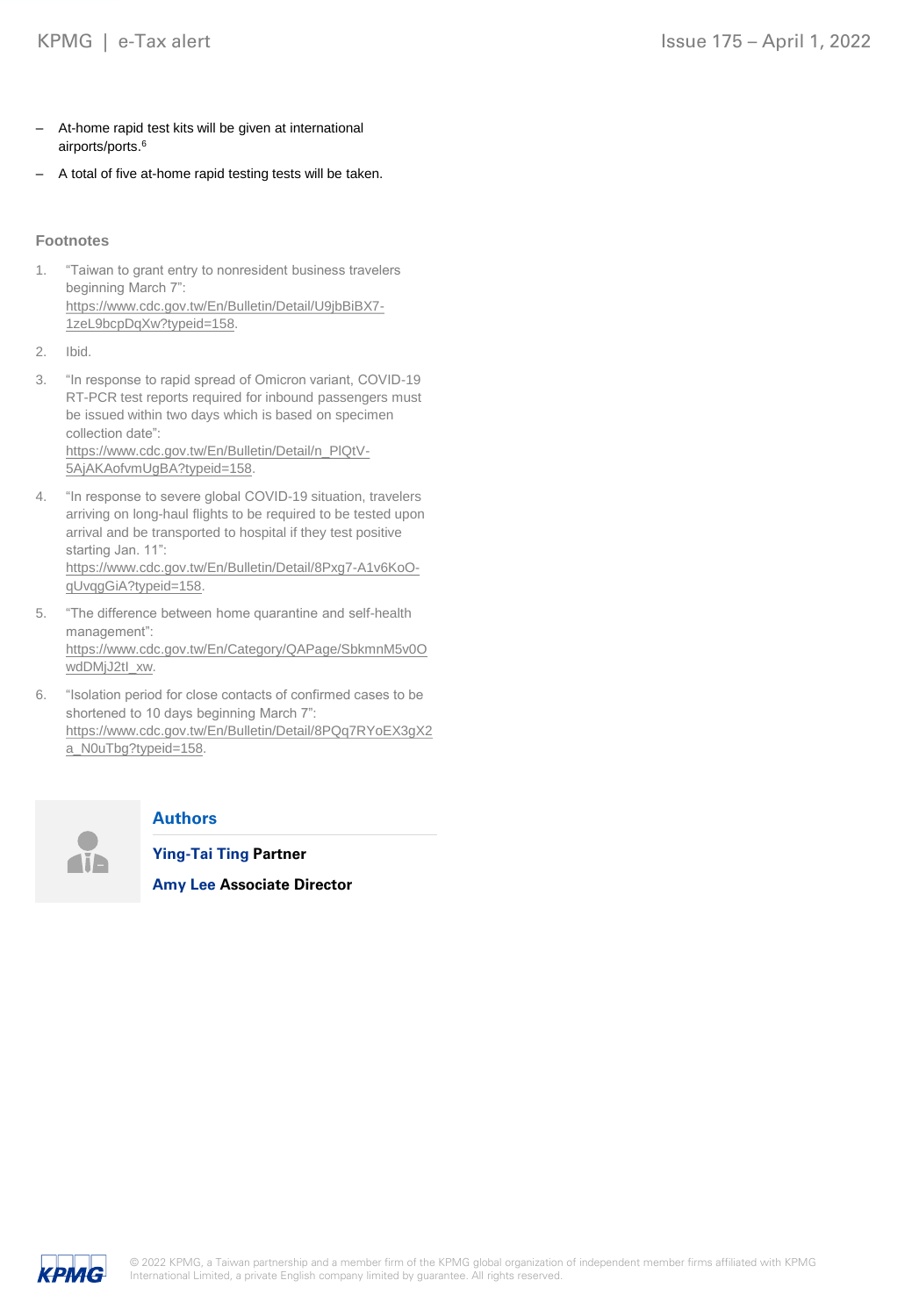- At-home rapid test kits will be given at international airports/ports.[6]
- A total of five at-home rapid testing tests will be taken.

### Footnotes

1. "Taiwan to grant entry to nonresident business travelers beginning March 7": https://www.cdc.gov.tw/En/Bulletin/Detail/U9jbBiBX7-1zeL9bcpDqXw?typeid=158.
2. Ibid.
3. "In response to rapid spread of Omicron variant, COVID-19 RT-PCR test reports required for inbound passengers must be issued within two days which is based on specimen collection date": https://www.cdc.gov.tw/En/Bulletin/Detail/n_PlQtV-5AjAKAofvmUgBA?typeid=158.
4. "In response to severe global COVID-19 situation, travelers arriving on long-haul flights to be required to be tested upon arrival and be transported to hospital if they test positive starting Jan. 11": https://www.cdc.gov.tw/En/Bulletin/Detail/8Pxg7-A1v6KoO-qUvqgGiA?typeid=158.
5. "The difference between home quarantine and self-health management": https://www.cdc.gov.tw/En/Category/QAPage/SbkmnM5v0OwdDMjJ2tI_xw.
6. "Isolation period for close contacts of confirmed cases to be shortened to 10 days beginning March 7": https://www.cdc.gov.tw/En/Bulletin/Detail/8PQq7RYoEX3gX2a_N0uTbg?typeid=158.

### Authors

**Ying-Tai Ting Partner**

**Amy Lee Associate Director**

© 2022 KPMG, a Taiwan partnership and a member firm of the KPMG global organization of independent member firms affiliated with KPMG International Limited, a private English company limited by guarantee. All rights reserved.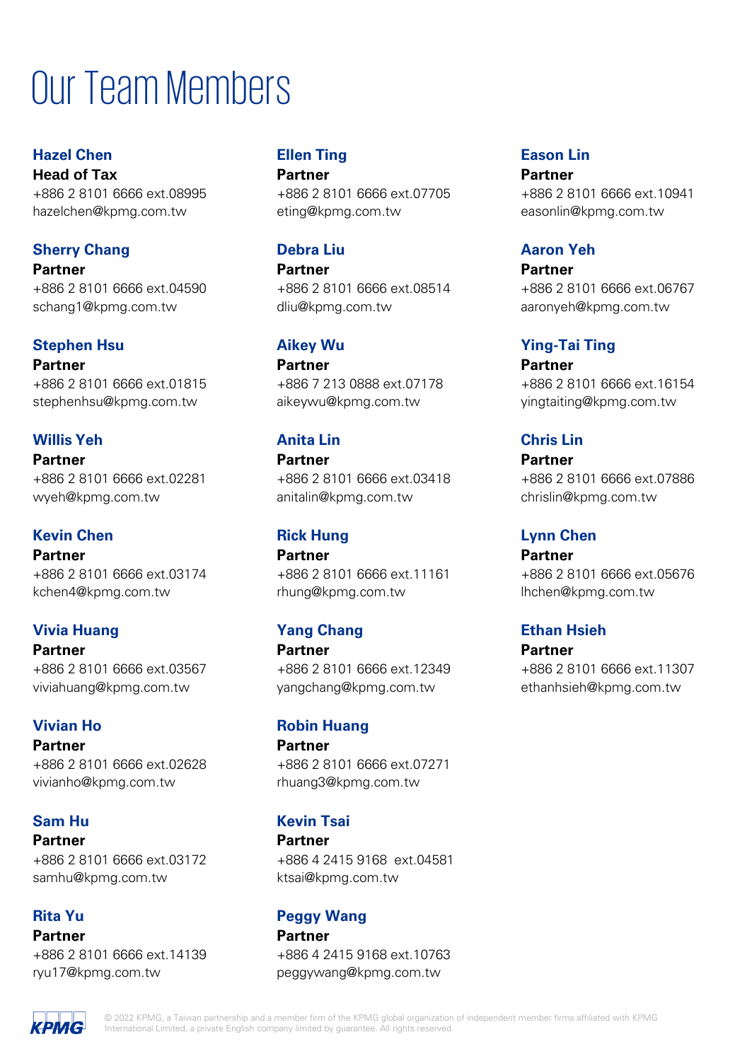# Our Team Members

**Hazel Chen**
**Head of Tax**
+886 2 8101 6666 ext.08995
hazelchen@kpmg.com.tw

**Sherry Chang**
**Partner**
+886 2 8101 6666 ext.04590
schang1@kpmg.com.tw

**Stephen Hsu**
**Partner**
+886 2 8101 6666 ext.01815
stephenhsu@kpmg.com.tw

**Willis Yeh**
**Partner**
+886 2 8101 6666 ext.02281
wyeh@kpmg.com.tw

**Kevin Chen**
**Partner**
+886 2 8101 6666 ext.03174
kchen4@kpmg.com.tw

**Vivia Huang**
**Partner**
+886 2 8101 6666 ext.03567
viviahuang@kpmg.com.tw

**Vivian Ho**
**Partner**
+886 2 8101 6666 ext.02628
vivianho@kpmg.com.tw

**Sam Hu**
**Partner**
+886 2 8101 6666 ext.03172
samhu@kpmg.com.tw

**Rita Yu**
**Partner**
+886 2 8101 6666 ext.14139
ryu17@kpmg.com.tw

**Ellen Ting**
**Partner**
+886 2 8101 6666 ext.07705
eting@kpmg.com.tw

**Debra Liu**
**Partner**
+886 2 8101 6666 ext.08514
dliu@kpmg.com.tw

**Aikey Wu**
**Partner**
+886 7 213 0888 ext.07178
aikeywu@kpmg.com.tw

**Anita Lin**
**Partner**
+886 2 8101 6666 ext.03418
anitalin@kpmg.com.tw

**Rick Hung**
**Partner**
+886 2 8101 6666 ext.11161
rhung@kpmg.com.tw

**Yang Chang**
**Partner**
+886 2 8101 6666 ext.12349
yangchang@kpmg.com.tw

**Robin Huang**
**Partner**
+886 2 8101 6666 ext.07271
rhuang3@kpmg.com.tw

**Kevin Tsai**
**Partner**
+886 4 2415 9168 ext.04581
ktsai@kpmg.com.tw

**Peggy Wang**
**Partner**
+886 4 2415 9168 ext.10763
peggywang@kpmg.com.tw

**Eason Lin**
**Partner**
+886 2 8101 6666 ext.10941
easonlin@kpmg.com.tw

**Aaron Yeh**
**Partner**
+886 2 8101 6666 ext.06767
aaronyeh@kpmg.com.tw

**Ying-Tai Ting**
**Partner**
+886 2 8101 6666 ext.16154
yingtaiting@kpmg.com.tw

**Chris Lin**
**Partner**
+886 2 8101 6666 ext.07886
chrislin@kpmg.com.tw

**Lynn Chen**
**Partner**
+886 2 8101 6666 ext.05676
lhchen@kpmg.com.tw

**Ethan Hsieh**
**Partner**
+886 2 8101 6666 ext.11307
ethanhsieh@kpmg.com.tw

© 2022 KPMG, a Taiwan partnership and a member firm of the KPMG global organization of independent member firms affiliated with KPMG International Limited, a private English company limited by guarantee. All rights reserved.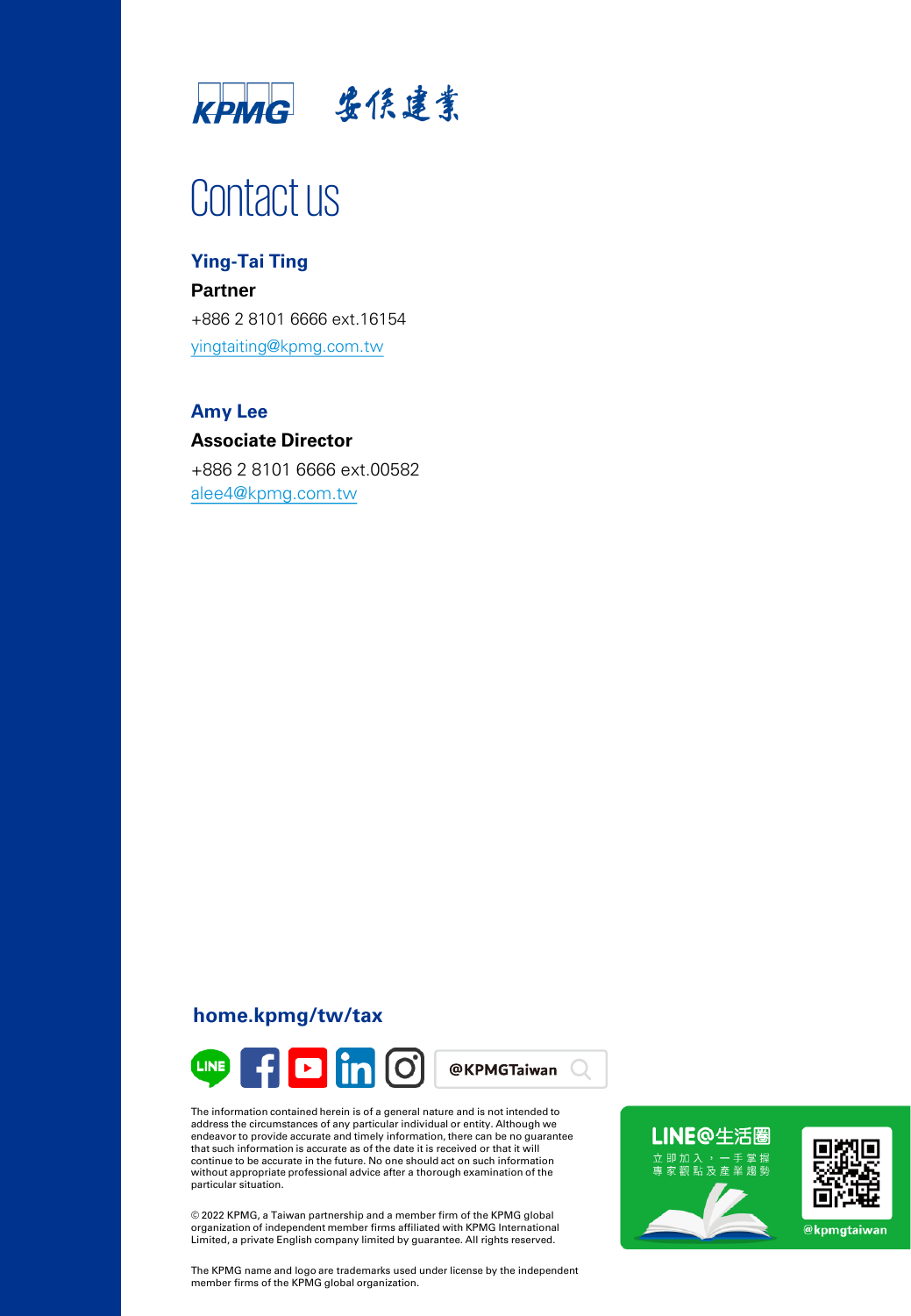KPMG 安侯建業

# Contact us

**Ying-Tai Ting**
**Partner**
+886 2 8101 6666 ext.16154
yingtaiting@kpmg.com.tw

**Amy Lee**
**Associate Director**
+886 2 8101 6666 ext.00582
alee4@kpmg.com.tw

**home.kpmg/tw/tax**

@KPMGTaiwan

The information contained herein is of a general nature and is not intended to address the circumstances of any particular individual or entity. Although we endeavor to provide accurate and timely information, there can be no guarantee that such information is accurate as of the date it is received or that it will continue to be accurate in the future. No one should act on such information without appropriate professional advice after a thorough examination of the particular situation.

© 2022 KPMG, a Taiwan partnership and a member firm of the KPMG global organization of independent member firms affiliated with KPMG International Limited, a private English company limited by guarantee. All rights reserved.

The KPMG name and logo are trademarks used under license by the independent member firms of the KPMG global organization.

LINE@生活圈
立即加入，一手掌握
專家觀點及產業趨勢
@kpmgtaiwan